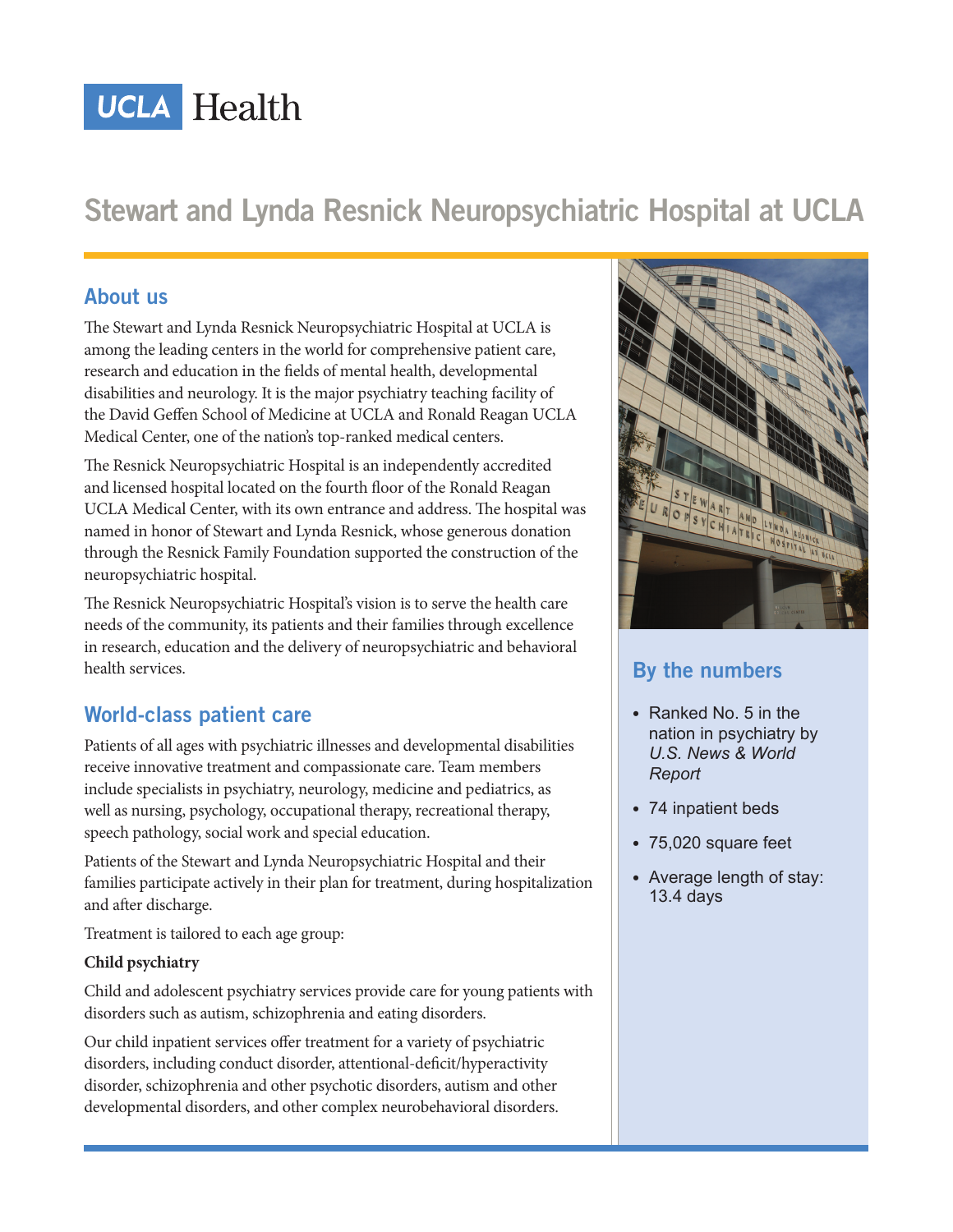UCLA Health

# Stewart and Lynda Resnick Neuropsychiatric Hospital at UCLA

## About us

The Stewart and Lynda Resnick Neuropsychiatric Hospital at UCLA is among the leading centers in the world for comprehensive patient care, research and education in the fields of mental health, developmental disabilities and neurology. It is the major psychiatry teaching facility of the David Geffen School of Medicine at UCLA and Ronald Reagan UCLA Medical Center, one of the nation's top-ranked medical centers.

The Resnick Neuropsychiatric Hospital is an independently accredited and licensed hospital located on the fourth floor of the Ronald Reagan UCLA Medical Center, with its own entrance and address. The hospital was named in honor of Stewart and Lynda Resnick, whose generous donation through the Resnick Family Foundation supported the construction of the neuropsychiatric hospital.

The Resnick Neuropsychiatric Hospital's vision is to serve the health care needs of the community, its patients and their families through excellence in research, education and the delivery of neuropsychiatric and behavioral health services.

## World-class patient care

Patients of all ages with psychiatric illnesses and developmental disabilities receive innovative treatment and compassionate care. Team members include specialists in psychiatry, neurology, medicine and pediatrics, as well as nursing, psychology, occupational therapy, recreational therapy, speech pathology, social work and special education.

Patients of the Stewart and Lynda Neuropsychiatric Hospital and their families participate actively in their plan for treatment, during hospitalization and after discharge.

Treatment is tailored to each age group:

**Child psychiatry**

Child and adolescent psychiatry services provide care for young patients with disorders such as autism, schizophrenia and eating disorders.

Our child inpatient services offer treatment for a variety of psychiatric disorders, including conduct disorder, attentional-deficit/hyperactivity disorder, schizophrenia and other psychotic disorders, autism and other developmental disorders, and other complex neurobehavioral disorders.

## By the numbers

- Ranked No. 5 in the nation in psychiatry by *U.S. News & World Report*
- 74 inpatient beds
- 75,020 square feet
- Average length of stay: 13.4 days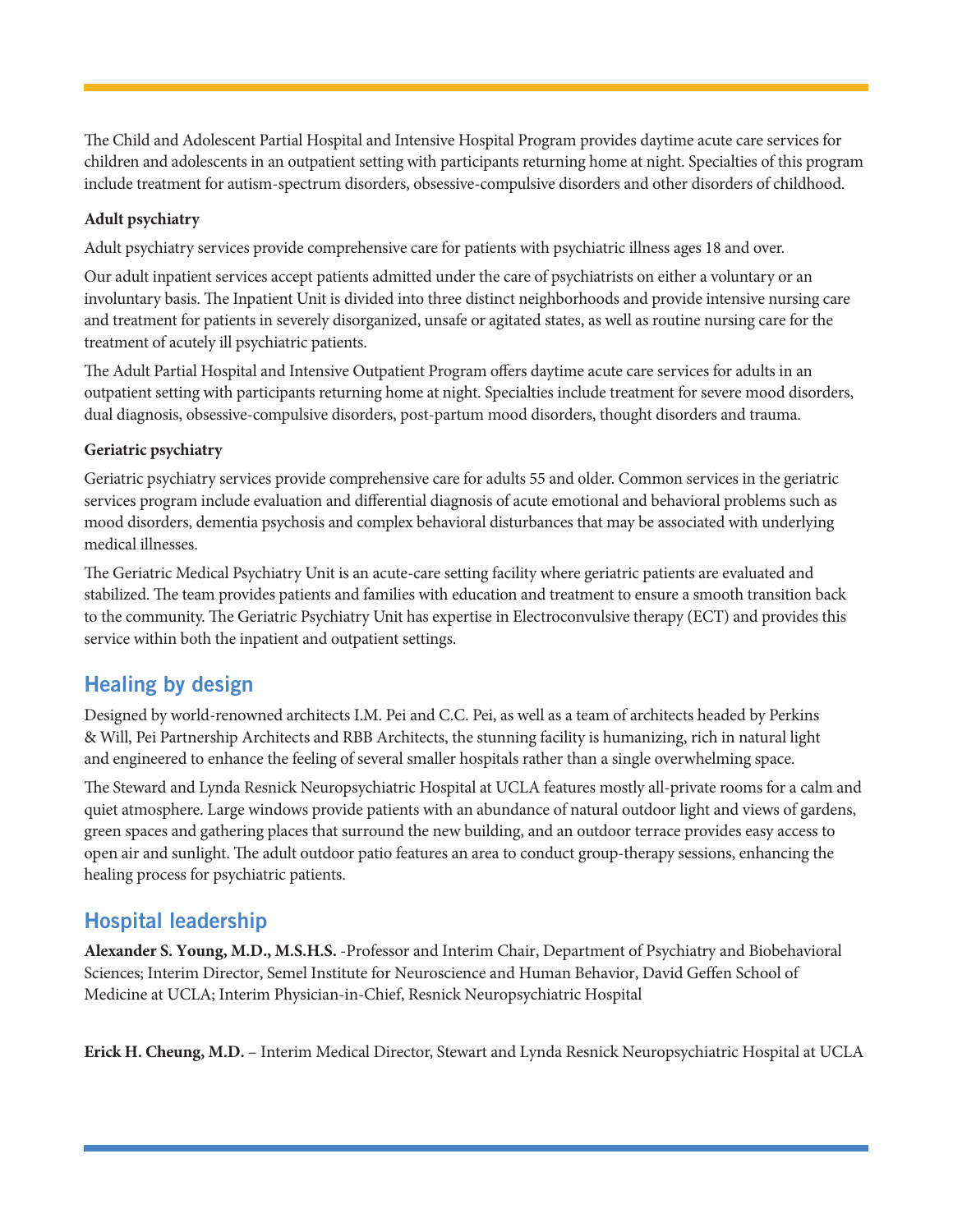The Child and Adolescent Partial Hospital and Intensive Hospital Program provides daytime acute care services for children and adolescents in an outpatient setting with participants returning home at night. Specialties of this program include treatment for autism-spectrum disorders, obsessive-compulsive disorders and other disorders of childhood.

**Adult psychiatry**

Adult psychiatry services provide comprehensive care for patients with psychiatric illness ages 18 and over.

Our adult inpatient services accept patients admitted under the care of psychiatrists on either a voluntary or an involuntary basis. The Inpatient Unit is divided into three distinct neighborhoods and provide intensive nursing care and treatment for patients in severely disorganized, unsafe or agitated states, as well as routine nursing care for the treatment of acutely ill psychiatric patients.

The Adult Partial Hospital and Intensive Outpatient Program offers daytime acute care services for adults in an outpatient setting with participants returning home at night. Specialties include treatment for severe mood disorders, dual diagnosis, obsessive-compulsive disorders, post-partum mood disorders, thought disorders and trauma.

**Geriatric psychiatry**

Geriatric psychiatry services provide comprehensive care for adults 55 and older. Common services in the geriatric services program include evaluation and differential diagnosis of acute emotional and behavioral problems such as mood disorders, dementia psychosis and complex behavioral disturbances that may be associated with underlying medical illnesses.

The Geriatric Medical Psychiatry Unit is an acute-care setting facility where geriatric patients are evaluated and stabilized. The team provides patients and families with education and treatment to ensure a smooth transition back to the community. The Geriatric Psychiatry Unit has expertise in Electroconvulsive therapy (ECT) and provides this service within both the inpatient and outpatient settings.

## Healing by design

Designed by world-renowned architects I.M. Pei and C.C. Pei, as well as a team of architects headed by Perkins & Will, Pei Partnership Architects and RBB Architects, the stunning facility is humanizing, rich in natural light and engineered to enhance the feeling of several smaller hospitals rather than a single overwhelming space.

The Steward and Lynda Resnick Neuropsychiatric Hospital at UCLA features mostly all-private rooms for a calm and quiet atmosphere. Large windows provide patients with an abundance of natural outdoor light and views of gardens, green spaces and gathering places that surround the new building, and an outdoor terrace provides easy access to open air and sunlight. The adult outdoor patio features an area to conduct group-therapy sessions, enhancing the healing process for psychiatric patients.

## Hospital leadership

**Alexander S. Young, M.D., M.S.H.S.** -Professor and Interim Chair, Department of Psychiatry and Biobehavioral Sciences; Interim Director, Semel Institute for Neuroscience and Human Behavior, David Geffen School of Medicine at UCLA; Interim Physician-in-Chief, Resnick Neuropsychiatric Hospital

**Erick H. Cheung, M.D.** – Interim Medical Director, Stewart and Lynda Resnick Neuropsychiatric Hospital at UCLA